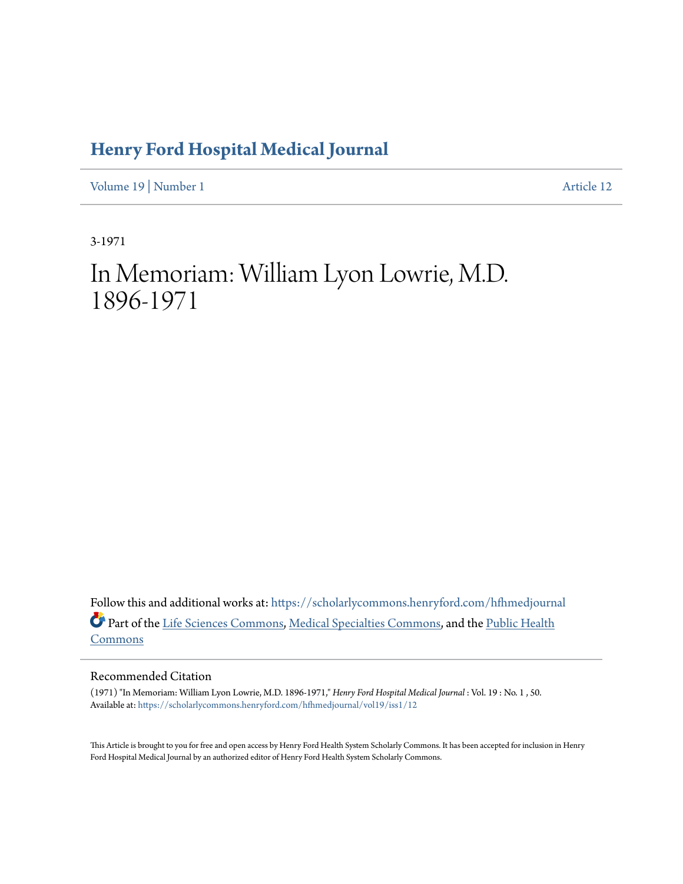# Henry Ford Hospital Medical Journal

Volume 19 | Number 1 Article 12

3-1971

# In Memoriam: William Lyon Lowrie, M.D. 1896-1971

Follow this and additional works at: https://scholarlycommons.henryford.com/hfhmedjournal

Part of the Life Sciences Commons, Medical Specialties Commons, and the Public Health Commons

## Recommended Citation

(1971) "In Memoriam: William Lyon Lowrie, M.D. 1896-1971," *Henry Ford Hospital Medical Journal* : Vol. 19 : No. 1 , 50. Available at: https://scholarlycommons.henryford.com/hfhmedjournal/vol19/iss1/12

This Article is brought to you for free and open access by Henry Ford Health System Scholarly Commons. It has been accepted for inclusion in Henry Ford Hospital Medical Journal by an authorized editor of Henry Ford Health System Scholarly Commons.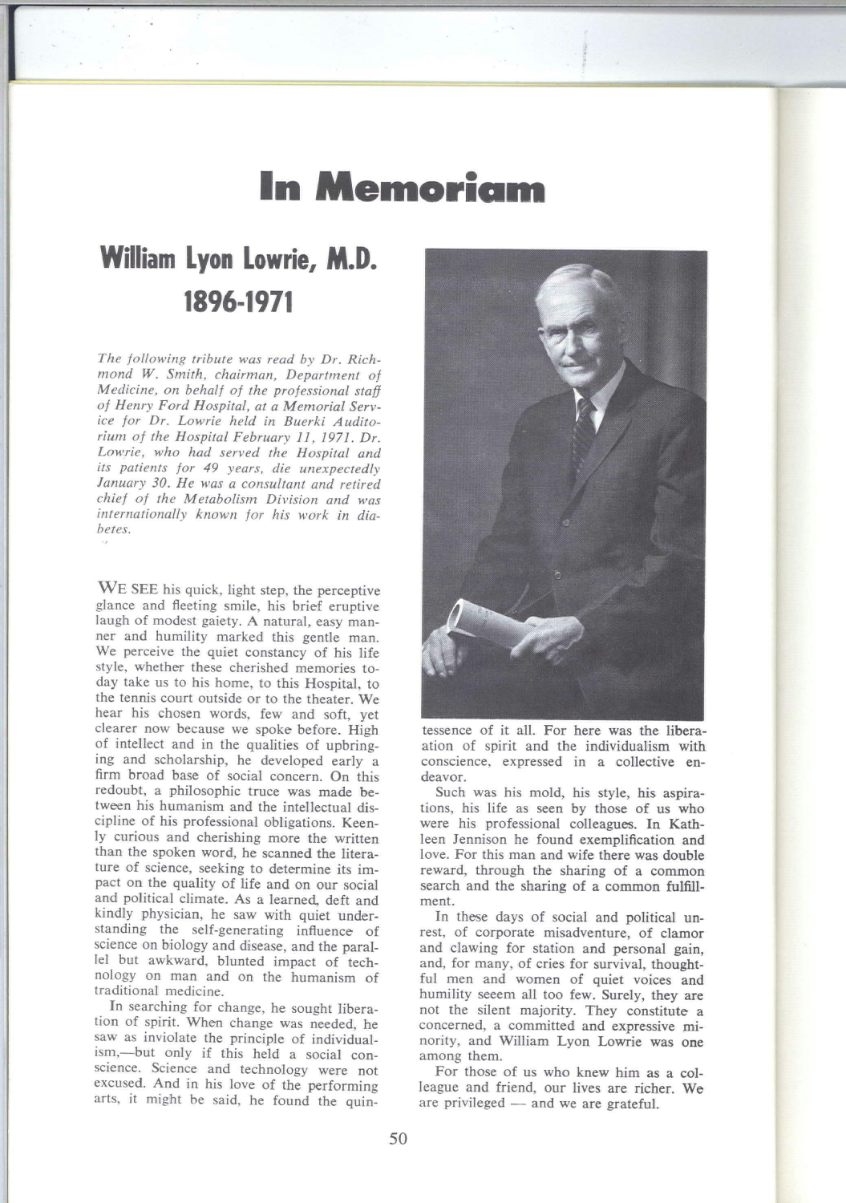# In Memoriam

## William Lyon Lowrie, M.D.
## 1896-1971

*The following tribute was read by Dr. Richmond W. Smith, chairman, Department of Medicine, on behalf of the professional staff of Henry Ford Hospital, at a Memorial Service for Dr. Lowrie held in Buerki Auditorium of the Hospital February 11, 1971. Dr. Lowrie, who had served the Hospital and its patients for 49 years, die unexpectedly January 30. He was a consultant and retired chief of the Metabolism Division and was internationally known for his work in diabetes.*

WE SEE his quick, light step, the perceptive glance and fleeting smile, his brief eruptive laugh of modest gaiety. A natural, easy manner and humility marked this gentle man. We perceive the quiet constancy of his life style, whether these cherished memories today take us to his home, to this Hospital, to the tennis court outside or to the theater. We hear his chosen words, few and soft, yet clearer now because we spoke before. High of intellect and in the qualities of upbringing and scholarship, he developed early a firm broad base of social concern. On this redoubt, a philosophic truce was made between his humanism and the intellectual discipline of his professional obligations. Keenly curious and cherishing more the written than the spoken word, he scanned the literature of science, seeking to determine its impact on the quality of life and on our social and political climate. As a learned, deft and kindly physician, he saw with quiet understanding the self-generating influence of science on biology and disease, and the parallel but awkward, blunted impact of technology on man and on the humanism of traditional medicine.

In searching for change, he sought liberation of spirit. When change was needed, he saw as inviolate the principle of individualism,—but only if this held a social conscience. Science and technology were not excused. And in his love of the performing arts, it might be said, he found the quintessence of it all. For here was the liberaation of spirit and the individualism with conscience, expressed in a collective endeavor.

Such was his mold, his style, his aspirations, his life as seen by those of us who were his professional colleagues. In Kathleen Jennison he found exemplification and love. For this man and wife there was double reward, through the sharing of a common search and the sharing of a common fulfillment.

In these days of social and political unrest, of corporate misadventure, of clamor and clawing for station and personal gain, and, for many, of cries for survival, thoughtful men and women of quiet voices and humility seeem all too few. Surely, they are not the silent majority. They constitute a concerned, a committed and expressive minority, and William Lyon Lowrie was one among them.

For those of us who knew him as a colleague and friend, our lives are richer. We are privileged — and we are grateful.